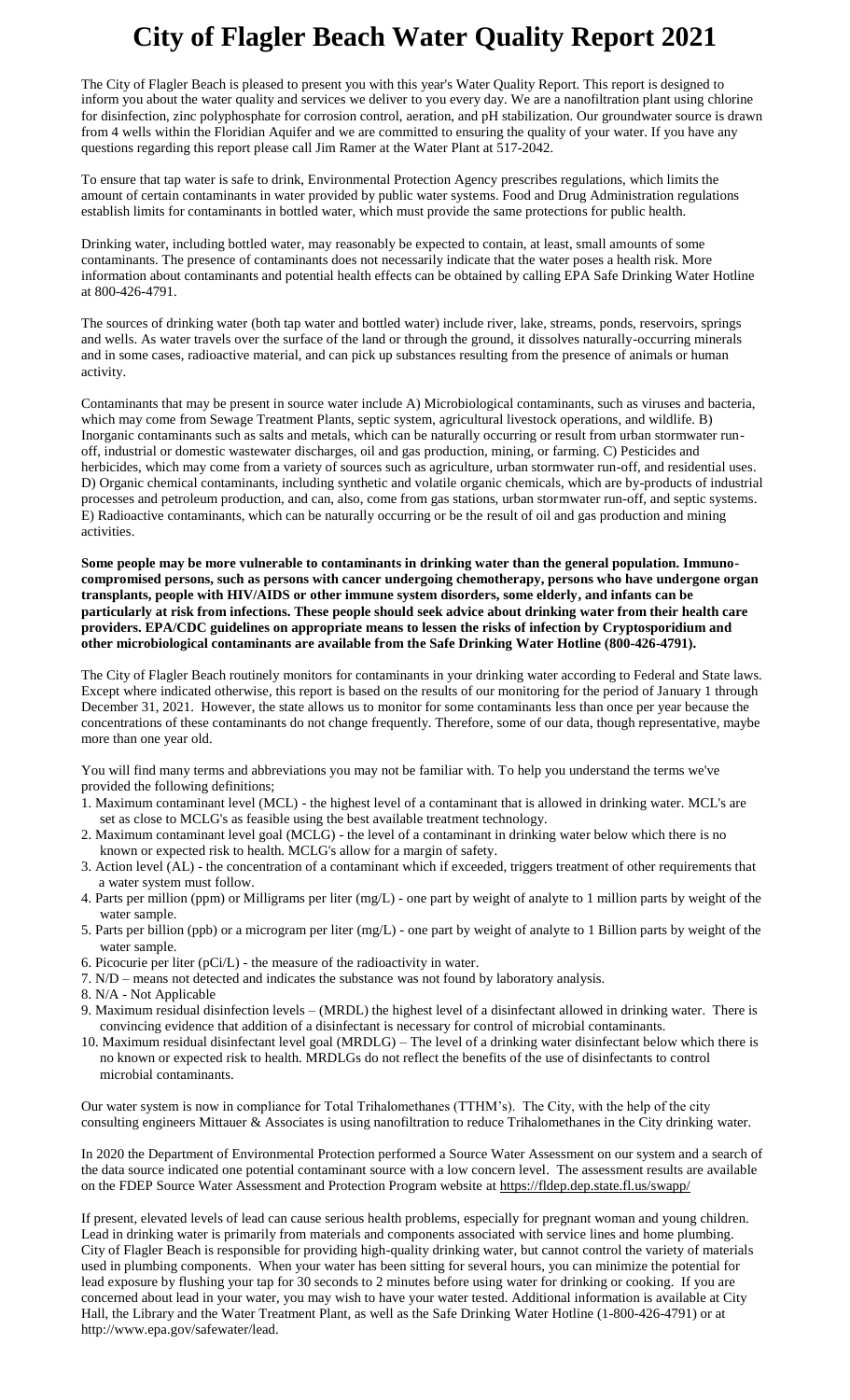# City of Flagler Beach Water Quality Report 2021

The City of Flagler Beach is pleased to present you with this year's Water Quality Report. This report is designed to inform you about the water quality and services we deliver to you every day. We are a nanofiltration plant using chlorine for disinfection, zinc polyphosphate for corrosion control, aeration, and pH stabilization. Our groundwater source is drawn from 4 wells within the Floridian Aquifer and we are committed to ensuring the quality of your water. If you have any questions regarding this report please call Jim Ramer at the Water Plant at 517-2042.

To ensure that tap water is safe to drink, Environmental Protection Agency prescribes regulations, which limits the amount of certain contaminants in water provided by public water systems. Food and Drug Administration regulations establish limits for contaminants in bottled water, which must provide the same protections for public health.

Drinking water, including bottled water, may reasonably be expected to contain, at least, small amounts of some contaminants. The presence of contaminants does not necessarily indicate that the water poses a health risk. More information about contaminants and potential health effects can be obtained by calling EPA Safe Drinking Water Hotline at 800-426-4791.

The sources of drinking water (both tap water and bottled water) include river, lake, streams, ponds, reservoirs, springs and wells. As water travels over the surface of the land or through the ground, it dissolves naturally-occurring minerals and in some cases, radioactive material, and can pick up substances resulting from the presence of animals or human activity.

Contaminants that may be present in source water include A) Microbiological contaminants, such as viruses and bacteria, which may come from Sewage Treatment Plants, septic system, agricultural livestock operations, and wildlife. B) Inorganic contaminants such as salts and metals, which can be naturally occurring or result from urban stormwater run-off, industrial or domestic wastewater discharges, oil and gas production, mining, or farming. C) Pesticides and herbicides, which may come from a variety of sources such as agriculture, urban stormwater run-off, and residential uses. D) Organic chemical contaminants, including synthetic and volatile organic chemicals, which are by-products of industrial processes and petroleum production, and can, also, come from gas stations, urban stormwater run-off, and septic systems. E) Radioactive contaminants, which can be naturally occurring or be the result of oil and gas production and mining activities.

**Some people may be more vulnerable to contaminants in drinking water than the general population. Immuno-compromised persons, such as persons with cancer undergoing chemotherapy, persons who have undergone organ transplants, people with HIV/AIDS or other immune system disorders, some elderly, and infants can be particularly at risk from infections. These people should seek advice about drinking water from their health care providers. EPA/CDC guidelines on appropriate means to lessen the risks of infection by Cryptosporidium and other microbiological contaminants are available from the Safe Drinking Water Hotline (800-426-4791).**

The City of Flagler Beach routinely monitors for contaminants in your drinking water according to Federal and State laws. Except where indicated otherwise, this report is based on the results of our monitoring for the period of January 1 through December 31, 2021. However, the state allows us to monitor for some contaminants less than once per year because the concentrations of these contaminants do not change frequently. Therefore, some of our data, though representative, maybe more than one year old.

You will find many terms and abbreviations you may not be familiar with. To help you understand the terms we've provided the following definitions;

1. Maximum contaminant level (MCL) - the highest level of a contaminant that is allowed in drinking water. MCL's are set as close to MCLG's as feasible using the best available treatment technology.
2. Maximum contaminant level goal (MCLG) - the level of a contaminant in drinking water below which there is no known or expected risk to health. MCLG's allow for a margin of safety.
3. Action level (AL) - the concentration of a contaminant which if exceeded, triggers treatment of other requirements that a water system must follow.
4. Parts per million (ppm) or Milligrams per liter (mg/L) - one part by weight of analyte to 1 million parts by weight of the water sample.
5. Parts per billion (ppb) or a microgram per liter (mg/L) - one part by weight of analyte to 1 Billion parts by weight of the water sample.
6. Picocurie per liter (pCi/L) - the measure of the radioactivity in water.
7. N/D – means not detected and indicates the substance was not found by laboratory analysis.
8. N/A - Not Applicable
9. Maximum residual disinfection levels – (MRDL) the highest level of a disinfectant allowed in drinking water. There is convincing evidence that addition of a disinfectant is necessary for control of microbial contaminants.
10. Maximum residual disinfectant level goal (MRDLG) – The level of a drinking water disinfectant below which there is no known or expected risk to health. MRDLGs do not reflect the benefits of the use of disinfectants to control microbial contaminants.

Our water system is now in compliance for Total Trihalomethanes (TTHM's). The City, with the help of the city consulting engineers Mittauer & Associates is using nanofiltration to reduce Trihalomethanes in the City drinking water.

In 2020 the Department of Environmental Protection performed a Source Water Assessment on our system and a search of the data source indicated one potential contaminant source with a low concern level. The assessment results are available on the FDEP Source Water Assessment and Protection Program website at https://fldep.dep.state.fl.us/swapp/

If present, elevated levels of lead can cause serious health problems, especially for pregnant woman and young children. Lead in drinking water is primarily from materials and components associated with service lines and home plumbing. City of Flagler Beach is responsible for providing high-quality drinking water, but cannot control the variety of materials used in plumbing components. When your water has been sitting for several hours, you can minimize the potential for lead exposure by flushing your tap for 30 seconds to 2 minutes before using water for drinking or cooking. If you are concerned about lead in your water, you may wish to have your water tested. Additional information is available at City Hall, the Library and the Water Treatment Plant, as well as the Safe Drinking Water Hotline (1-800-426-4791) or at http://www.epa.gov/safewater/lead.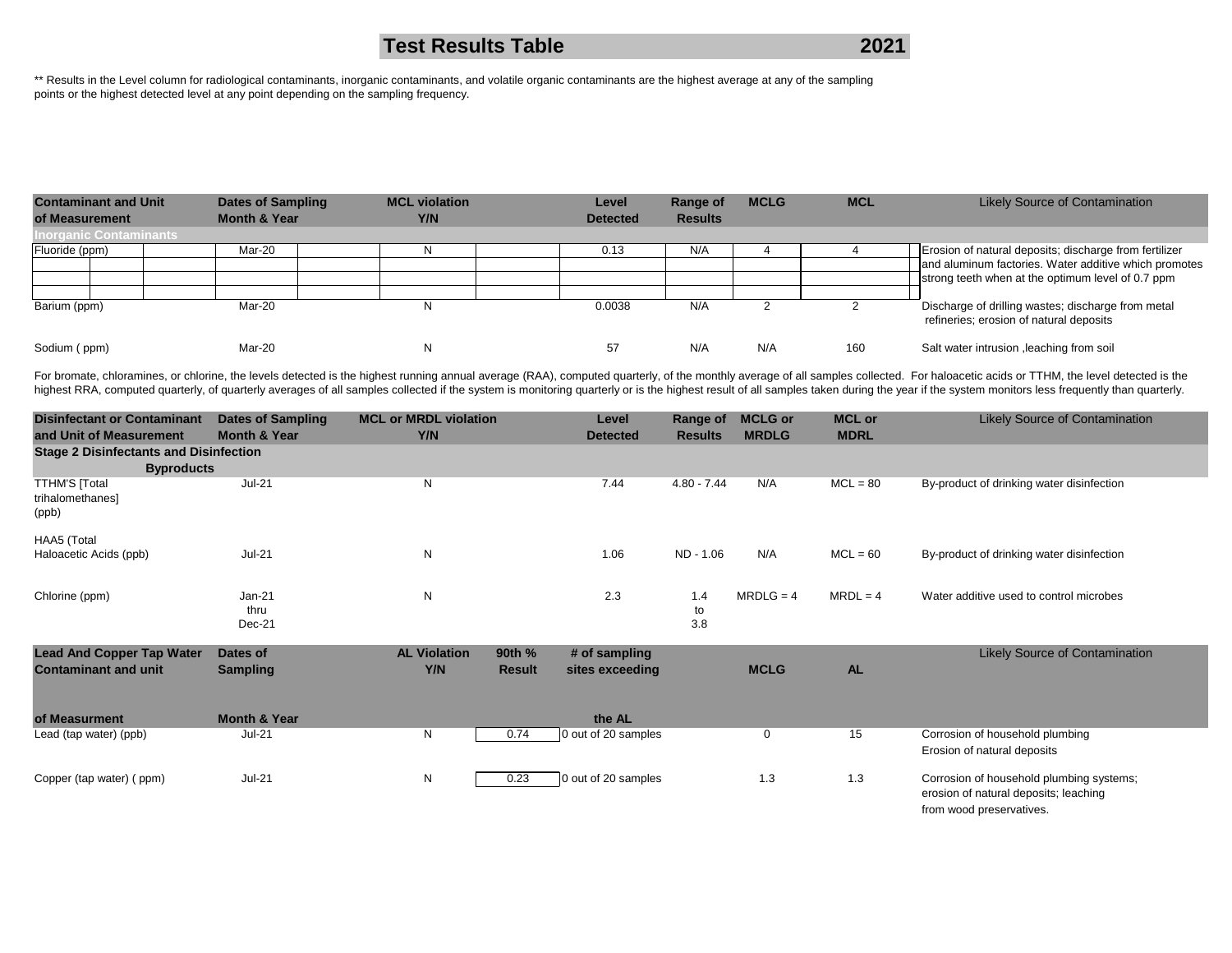## Test Results Table 2021

** Results in the Level column for radiological contaminants, inorganic contaminants, and volatile organic contaminants are the highest average at any of the sampling points or the highest detected level at any point depending on the sampling frequency.

| Contaminant and Unit of Measurement | Dates of Sampling Month & Year | MCL violation Y/N | Level Detected | Range of Results | MCLG | MCL | Likely Source of Contamination |
|---|---|---|---|---|---|---|---|
| **Inorganic Contaminants** | | | | | | | |
| Fluoride (ppm) | Mar-20 | N | 0.13 | N/A | 4 | 4 | Erosion of natural deposits; discharge from fertilizer and aluminum factories. Water additive which promotes strong teeth when at the optimum level of 0.7 ppm |
| Barium (ppm) | Mar-20 | N | 0.0038 | N/A | 2 | 2 | Discharge of drilling wastes; discharge from metal refineries; erosion of natural deposits |
| Sodium ( ppm) | Mar-20 | N | 57 | N/A | N/A | 160 | Salt water intrusion ,leaching from soil |

For bromate, chloramines, or chlorine, the levels detected is the highest running annual average (RAA), computed quarterly, of the monthly average of all samples collected. For haloacetic acids or TTHM, the level detected is the highest RRA, computed quarterly, of quarterly averages of all samples collected if the system is monitoring quarterly or is the highest result of all samples taken during the year if the system monitors less frequently than quarterly.

| Disinfectant or Contaminant and Unit of Measurement | Dates of Sampling Month & Year | MCL or MRDL violation Y/N | Level Detected | Range of Results | MCLG or MRDLG | MCL or MDRL | Likely Source of Contamination |
|---|---|---|---|---|---|---|---|
| **Stage 2 Disinfectants and Disinfection Byproducts** | | | | | | | |
| TTHM'S [Total trihalomethanes] (ppb) | Jul-21 | N | 7.44 | 4.80 - 7.44 | N/A | MCL = 80 | By-product of drinking water disinfection |
| HAA5 (Total Haloacetic Acids (ppb) | Jul-21 | N | 1.06 | ND - 1.06 | N/A | MCL = 60 | By-product of drinking water disinfection |
| Chlorine (ppm) | Jan-21 thru Dec-21 | N | 2.3 | 1.4 to 3.8 | MRDLG = 4 | MRDL = 4 | Water additive used to control microbes |

| Lead And Copper Tap Water Contaminant and unit of Measurment | Dates of Sampling Month & Year | AL Violation Y/N | 90th % Result | # of sampling sites exceeding the AL | MCLG | AL | Likely Source of Contamination |
|---|---|---|---|---|---|---|---|
| Lead (tap water) (ppb) | Jul-21 | N | 0.74 | 0 out of 20 samples | 0 | 15 | Corrosion of household plumbing<br>Erosion of natural deposits |
| Copper (tap water) ( ppm) | Jul-21 | N | 0.23 | 0 out of 20 samples | 1.3 | 1.3 | Corrosion of household plumbing systems; erosion of natural deposits; leaching from wood preservatives. |